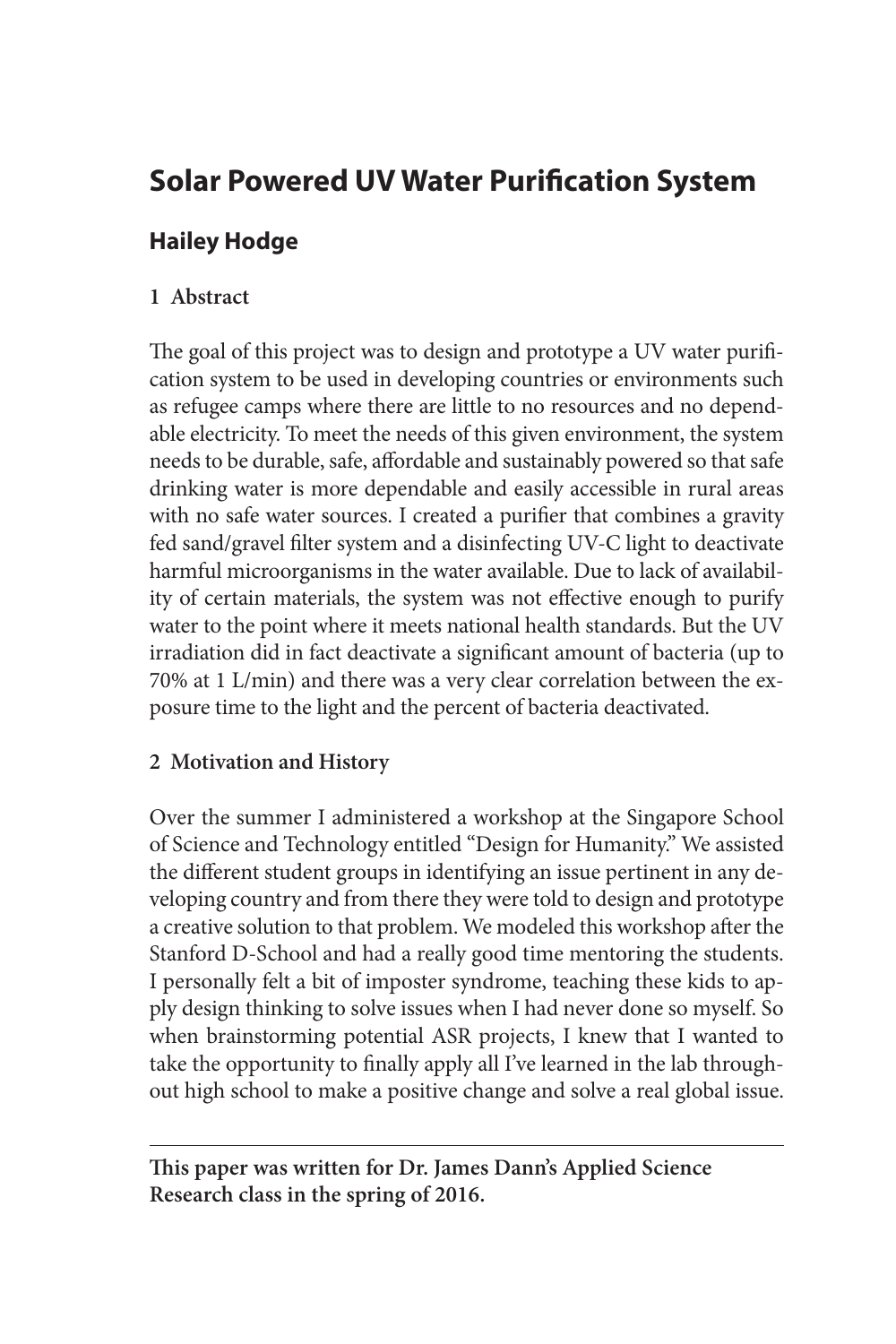# Solar Powered UV Water Purification System

## Hailey Hodge

### 1 Abstract

The goal of this project was to design and prototype a UV water purification system to be used in developing countries or environments such as refugee camps where there are little to no resources and no dependable electricity. To meet the needs of this given environment, the system needs to be durable, safe, affordable and sustainably powered so that safe drinking water is more dependable and easily accessible in rural areas with no safe water sources. I created a purifier that combines a gravity fed sand/gravel filter system and a disinfecting UV-C light to deactivate harmful microorganisms in the water available. Due to lack of availability of certain materials, the system was not effective enough to purify water to the point where it meets national health standards. But the UV irradiation did in fact deactivate a significant amount of bacteria (up to 70% at 1 L/min) and there was a very clear correlation between the exposure time to the light and the percent of bacteria deactivated.

### 2 Motivation and History

Over the summer I administered a workshop at the Singapore School of Science and Technology entitled "Design for Humanity." We assisted the different student groups in identifying an issue pertinent in any developing country and from there they were told to design and prototype a creative solution to that problem. We modeled this workshop after the Stanford D-School and had a really good time mentoring the students. I personally felt a bit of imposter syndrome, teaching these kids to apply design thinking to solve issues when I had never done so myself. So when brainstorming potential ASR projects, I knew that I wanted to take the opportunity to finally apply all I've learned in the lab throughout high school to make a positive change and solve a real global issue.

---

**This paper was written for Dr. James Dann's Applied Science Research class in the spring of 2016.**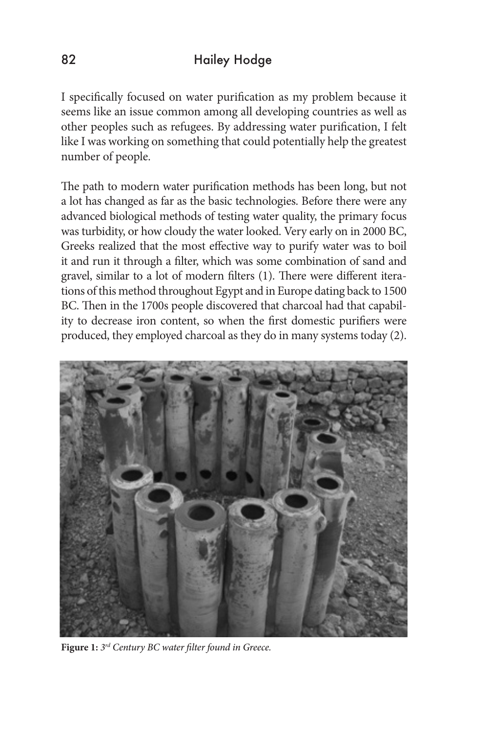I specifically focused on water purification as my problem because it seems like an issue common among all developing countries as well as other peoples such as refugees. By addressing water purification, I felt like I was working on something that could potentially help the greatest number of people.

The path to modern water purification methods has been long, but not a lot has changed as far as the basic technologies. Before there were any advanced biological methods of testing water quality, the primary focus was turbidity, or how cloudy the water looked. Very early on in 2000 BC, Greeks realized that the most effective way to purify water was to boil it and run it through a filter, which was some combination of sand and gravel, similar to a lot of modern filters (1). There were different iterations of this method throughout Egypt and in Europe dating back to 1500 BC. Then in the 1700s people discovered that charcoal had that capability to decrease iron content, so when the first domestic purifiers were produced, they employed charcoal as they do in many systems today (2).

**Figure 1:** *3rd Century BC water filter found in Greece.*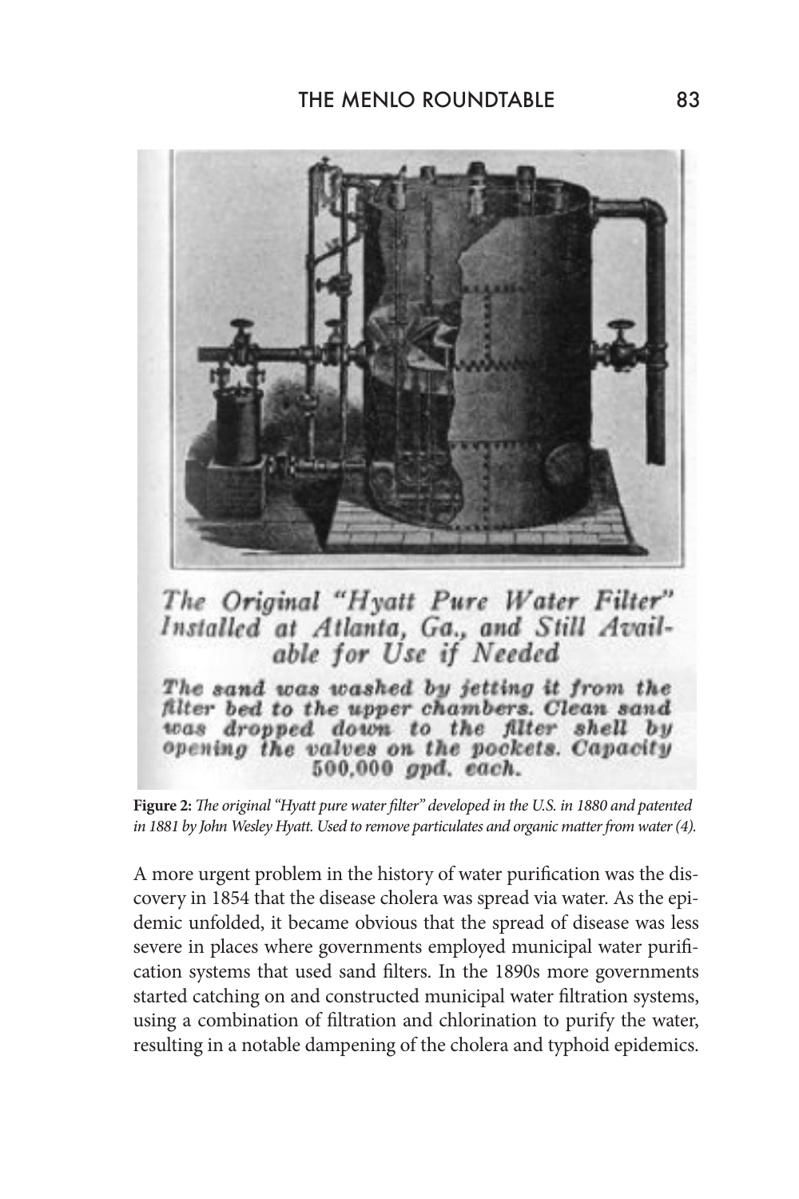The Original "Hyatt Pure Water Filter" Installed at Atlanta, Ga., and Still Available for Use if Needed

The sand was washed by jetting it from the filter bed to the upper chambers. Clean sand was dropped down to the filter shell by opening the valves on the pockets. Capacity 500,000 gpd. each.

**Figure 2:** *The original "Hyatt pure water filter" developed in the U.S. in 1880 and patented in 1881 by John Wesley Hyatt. Used to remove particulates and organic matter from water (4).*

A more urgent problem in the history of water purification was the discovery in 1854 that the disease cholera was spread via water. As the epidemic unfolded, it became obvious that the spread of disease was less severe in places where governments employed municipal water purification systems that used sand filters. In the 1890s more governments started catching on and constructed municipal water filtration systems, using a combination of filtration and chlorination to purify the water, resulting in a notable dampening of the cholera and typhoid epidemics.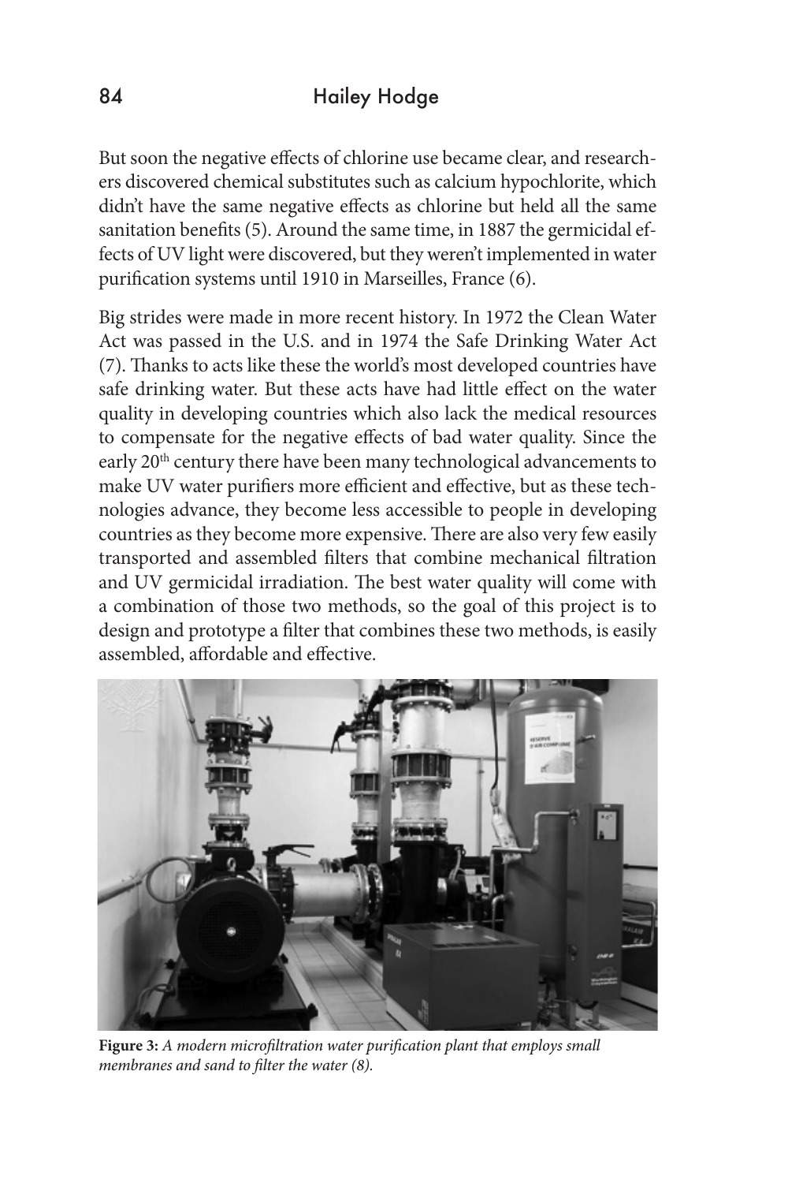But soon the negative effects of chlorine use became clear, and researchers discovered chemical substitutes such as calcium hypochlorite, which didn't have the same negative effects as chlorine but held all the same sanitation benefits (5). Around the same time, in 1887 the germicidal effects of UV light were discovered, but they weren't implemented in water purification systems until 1910 in Marseilles, France (6).

Big strides were made in more recent history. In 1972 the Clean Water Act was passed in the U.S. and in 1974 the Safe Drinking Water Act (7). Thanks to acts like these the world's most developed countries have safe drinking water. But these acts have had little effect on the water quality in developing countries which also lack the medical resources to compensate for the negative effects of bad water quality. Since the early 20th century there have been many technological advancements to make UV water purifiers more efficient and effective, but as these technologies advance, they become less accessible to people in developing countries as they become more expensive. There are also very few easily transported and assembled filters that combine mechanical filtration and UV germicidal irradiation. The best water quality will come with a combination of those two methods, so the goal of this project is to design and prototype a filter that combines these two methods, is easily assembled, affordable and effective.

**Figure 3:** *A modern microfiltration water purification plant that employs small membranes and sand to filter the water (8).*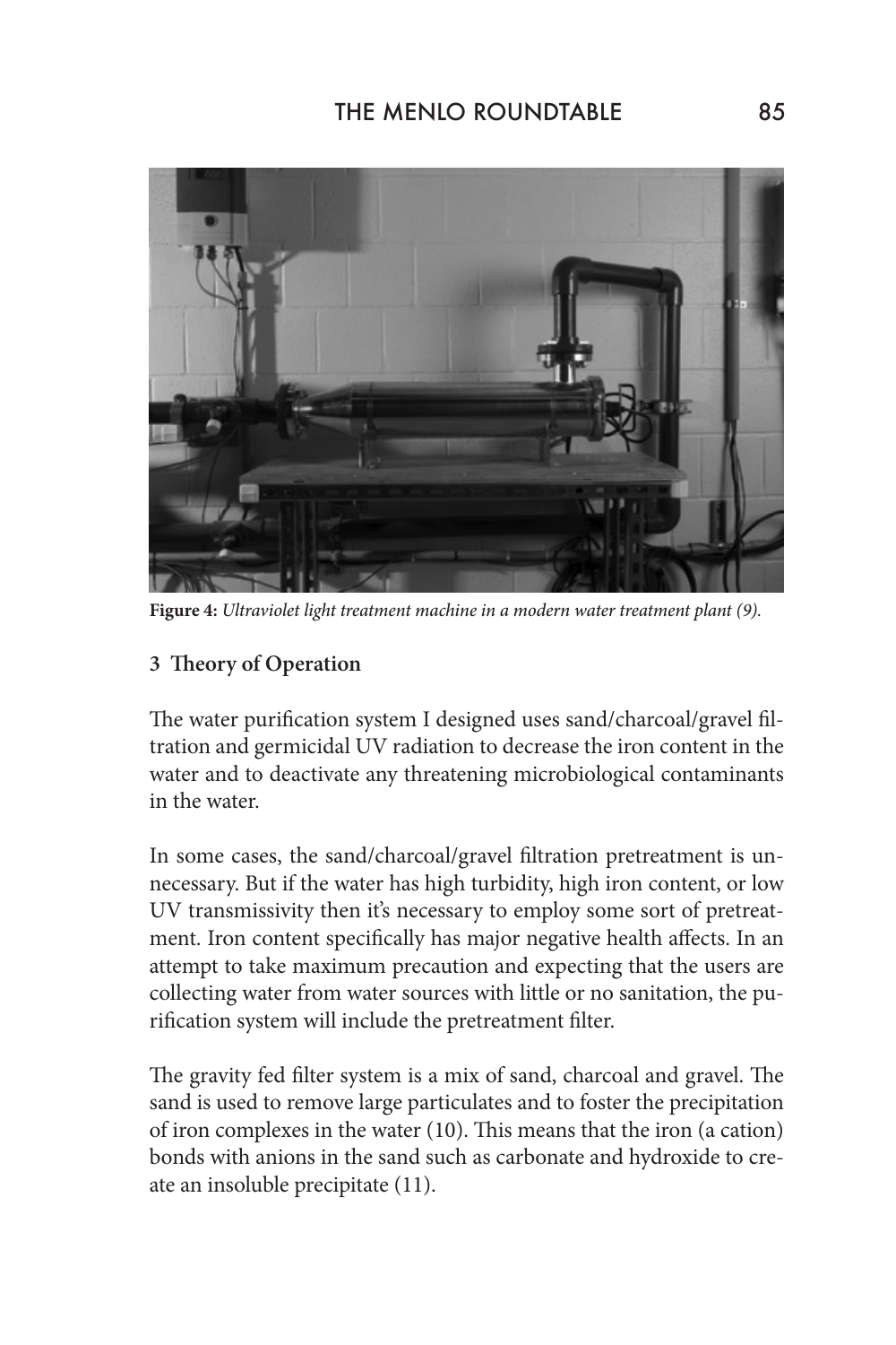**Figure 4:** *Ultraviolet light treatment machine in a modern water treatment plant (9).*

## 3 Theory of Operation

The water purification system I designed uses sand/charcoal/gravel filtration and germicidal UV radiation to decrease the iron content in the water and to deactivate any threatening microbiological contaminants in the water.

In some cases, the sand/charcoal/gravel filtration pretreatment is unnecessary. But if the water has high turbidity, high iron content, or low UV transmissivity then it's necessary to employ some sort of pretreatment. Iron content specifically has major negative health affects. In an attempt to take maximum precaution and expecting that the users are collecting water from water sources with little or no sanitation, the purification system will include the pretreatment filter.

The gravity fed filter system is a mix of sand, charcoal and gravel. The sand is used to remove large particulates and to foster the precipitation of iron complexes in the water (10). This means that the iron (a cation) bonds with anions in the sand such as carbonate and hydroxide to create an insoluble precipitate (11).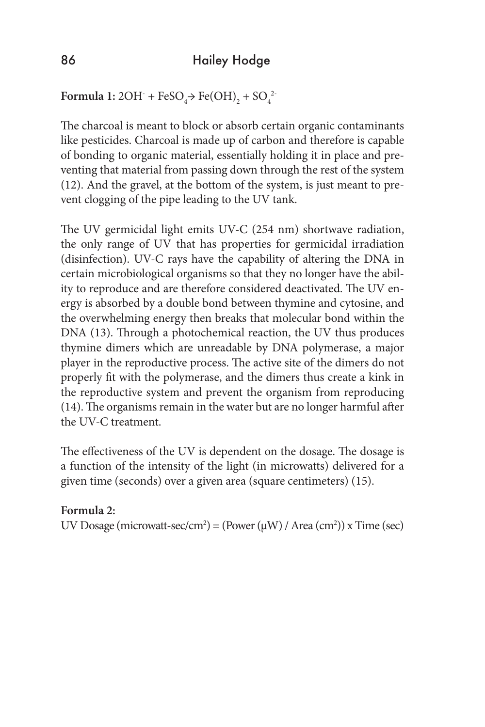**Formula 1:** $2OH^{-} + FeSO_4 \rightarrow Fe(OH)_2 + SO_4^{2-}$

The charcoal is meant to block or absorb certain organic contaminants like pesticides. Charcoal is made up of carbon and therefore is capable of bonding to organic material, essentially holding it in place and preventing that material from passing down through the rest of the system (12). And the gravel, at the bottom of the system, is just meant to prevent clogging of the pipe leading to the UV tank.

The UV germicidal light emits UV-C (254 nm) shortwave radiation, the only range of UV that has properties for germicidal irradiation (disinfection). UV-C rays have the capability of altering the DNA in certain microbiological organisms so that they no longer have the ability to reproduce and are therefore considered deactivated. The UV energy is absorbed by a double bond between thymine and cytosine, and the overwhelming energy then breaks that molecular bond within the DNA (13). Through a photochemical reaction, the UV thus produces thymine dimers which are unreadable by DNA polymerase, a major player in the reproductive process. The active site of the dimers do not properly fit with the polymerase, and the dimers thus create a kink in the reproductive system and prevent the organism from reproducing (14). The organisms remain in the water but are no longer harmful after the UV-C treatment.

The effectiveness of the UV is dependent on the dosage. The dosage is a function of the intensity of the light (in microwatts) delivered for a given time (seconds) over a given area (square centimeters) (15).

**Formula 2:**

UV Dosage (microwatt-sec/cm$^2$) = (Power (μW) / Area (cm$^2$)) x Time (sec)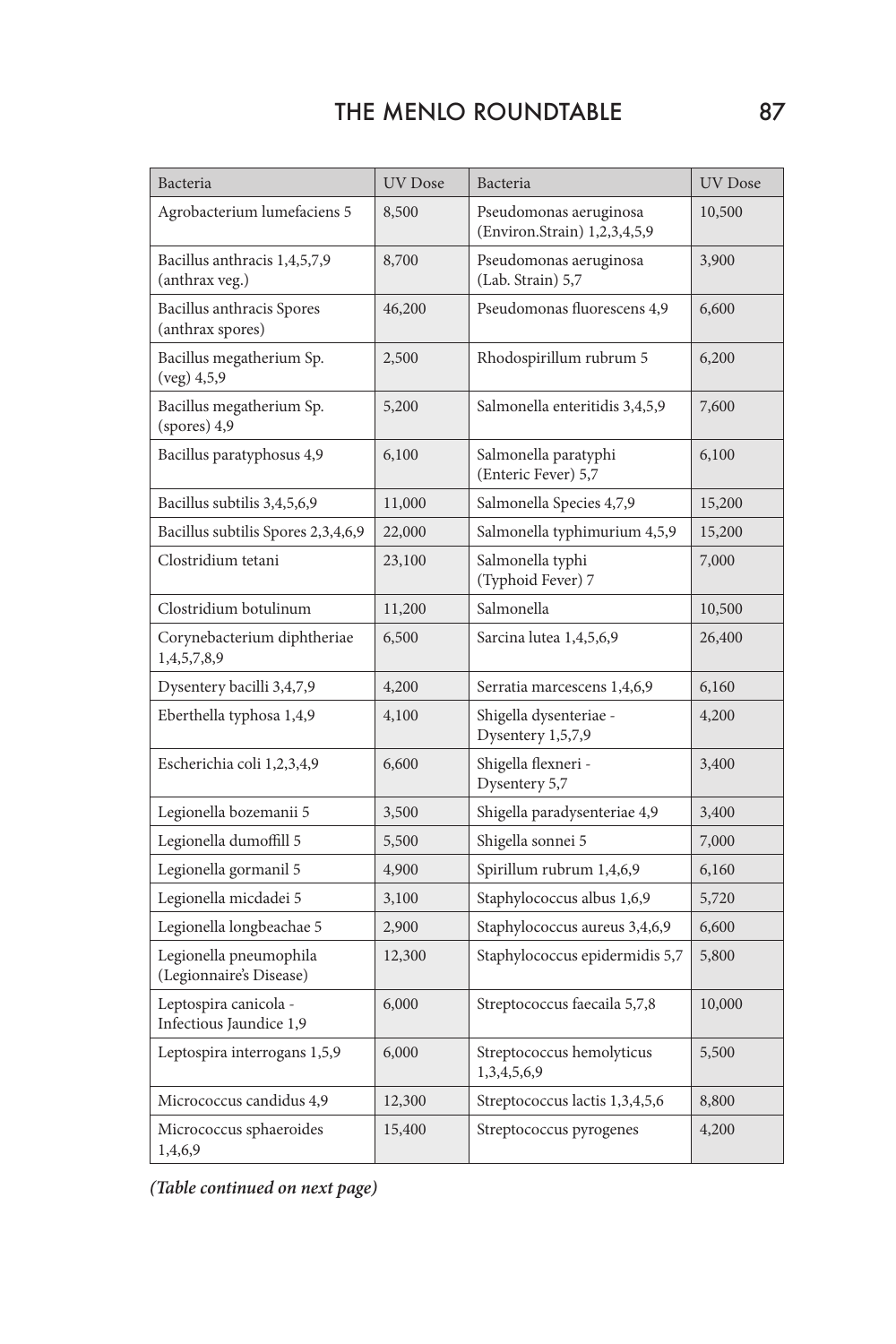| Bacteria | UV Dose | Bacteria | UV Dose |
|---|---|---|---|
| Agrobacterium lumefaciens 5 | 8,500 | Pseudomonas aeruginosa (Environ.Strain) 1,2,3,4,5,9 | 10,500 |
| Bacillus anthracis 1,4,5,7,9 (anthrax veg.) | 8,700 | Pseudomonas aeruginosa (Lab. Strain) 5,7 | 3,900 |
| Bacillus anthracis Spores (anthrax spores) | 46,200 | Pseudomonas fluorescens 4,9 | 6,600 |
| Bacillus megatherium Sp. (veg) 4,5,9 | 2,500 | Rhodospirillum rubrum 5 | 6,200 |
| Bacillus megatherium Sp. (spores) 4,9 | 5,200 | Salmonella enteritidis 3,4,5,9 | 7,600 |
| Bacillus paratyphosus 4,9 | 6,100 | Salmonella paratyphi (Enteric Fever) 5,7 | 6,100 |
| Bacillus subtilis 3,4,5,6,9 | 11,000 | Salmonella Species 4,7,9 | 15,200 |
| Bacillus subtilis Spores 2,3,4,6,9 | 22,000 | Salmonella typhimurium 4,5,9 | 15,200 |
| Clostridium tetani | 23,100 | Salmonella typhi (Typhoid Fever) 7 | 7,000 |
| Clostridium botulinum | 11,200 | Salmonella | 10,500 |
| Corynebacterium diphtheriae 1,4,5,7,8,9 | 6,500 | Sarcina lutea 1,4,5,6,9 | 26,400 |
| Dysentery bacilli 3,4,7,9 | 4,200 | Serratia marcescens 1,4,6,9 | 6,160 |
| Eberthella typhosa 1,4,9 | 4,100 | Shigella dysenteriae - Dysentery 1,5,7,9 | 4,200 |
| Escherichia coli 1,2,3,4,9 | 6,600 | Shigella flexneri - Dysentery 5,7 | 3,400 |
| Legionella bozemanii 5 | 3,500 | Shigella paradysenteriae 4,9 | 3,400 |
| Legionella dumoffill 5 | 5,500 | Shigella sonnei 5 | 7,000 |
| Legionella gormanil 5 | 4,900 | Spirillum rubrum 1,4,6,9 | 6,160 |
| Legionella micdadei 5 | 3,100 | Staphylococcus albus 1,6,9 | 5,720 |
| Legionella longbeachae 5 | 2,900 | Staphylococcus aureus 3,4,6,9 | 6,600 |
| Legionella pneumophila (Legionnaire's Disease) | 12,300 | Staphylococcus epidermidis 5,7 | 5,800 |
| Leptospira canicola - Infectious Jaundice 1,9 | 6,000 | Streptococcus faecaila 5,7,8 | 10,000 |
| Leptospira interrogans 1,5,9 | 6,000 | Streptococcus hemolyticus 1,3,4,5,6,9 | 5,500 |
| Micrococcus candidus 4,9 | 12,300 | Streptococcus lactis 1,3,4,5,6 | 8,800 |
| Micrococcus sphaeroides 1,4,6,9 | 15,400 | Streptococcus pyrogenes | 4,200 |

***(Table continued on next page)***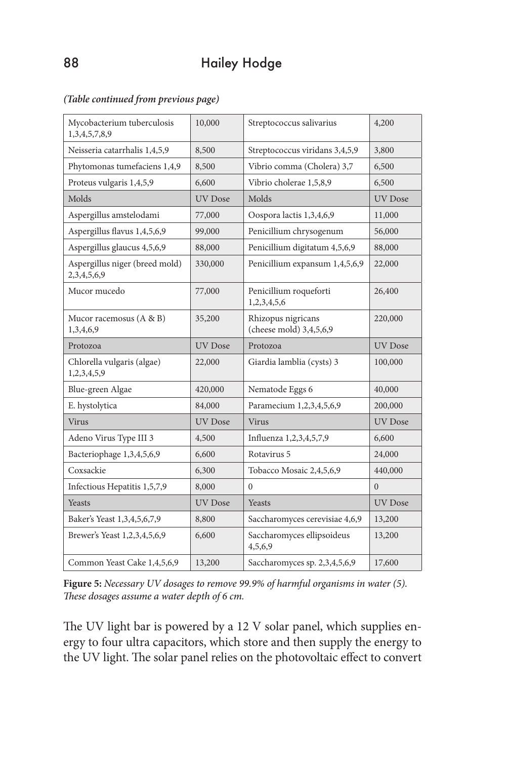*(Table continued from previous page)*

| | | | |
|---|---|---|---|
| Mycobacterium tuberculosis 1,3,4,5,7,8,9 | 10,000 | Streptococcus salivarius | 4,200 |
| Neisseria catarrhalis 1,4,5,9 | 8,500 | Streptococcus viridans 3,4,5,9 | 3,800 |
| Phytomonas tumefaciens 1,4,9 | 8,500 | Vibrio comma (Cholera) 3,7 | 6,500 |
| Proteus vulgaris 1,4,5,9 | 6,600 | Vibrio cholerae 1,5,8,9 | 6,500 |
| Molds | UV Dose | Molds | UV Dose |
| Aspergillus amstelodami | 77,000 | Oospora lactis 1,3,4,6,9 | 11,000 |
| Aspergillus flavus 1,4,5,6,9 | 99,000 | Penicillium chrysogenum | 56,000 |
| Aspergillus glaucus 4,5,6,9 | 88,000 | Penicillium digitatum 4,5,6,9 | 88,000 |
| Aspergillus niger (breed mold) 2,3,4,5,6,9 | 330,000 | Penicillium expansum 1,4,5,6,9 | 22,000 |
| Mucor mucedo | 77,000 | Penicillium roqueforti 1,2,3,4,5,6 | 26,400 |
| Mucor racemosus (A & B) 1,3,4,6,9 | 35,200 | Rhizopus nigricans (cheese mold) 3,4,5,6,9 | 220,000 |
| Protozoa | UV Dose | Protozoa | UV Dose |
| Chlorella vulgaris (algae) 1,2,3,4,5,9 | 22,000 | Giardia lamblia (cysts) 3 | 100,000 |
| Blue-green Algae | 420,000 | Nematode Eggs 6 | 40,000 |
| E. hystolytica | 84,000 | Paramecium 1,2,3,4,5,6,9 | 200,000 |
| Virus | UV Dose | Virus | UV Dose |
| Adeno Virus Type III 3 | 4,500 | Influenza 1,2,3,4,5,7,9 | 6,600 |
| Bacteriophage 1,3,4,5,6,9 | 6,600 | Rotavirus 5 | 24,000 |
| Coxsackie | 6,300 | Tobacco Mosaic 2,4,5,6,9 | 440,000 |
| Infectious Hepatitis 1,5,7,9 | 8,000 | 0 | 0 |
| Yeasts | UV Dose | Yeasts | UV Dose |
| Baker's Yeast 1,3,4,5,6,7,9 | 8,800 | Saccharomyces cerevisiae 4,6,9 | 13,200 |
| Brewer's Yeast 1,2,3,4,5,6,9 | 6,600 | Saccharomyces ellipsoideus 4,5,6,9 | 13,200 |
| Common Yeast Cake 1,4,5,6,9 | 13,200 | Saccharomyces sp. 2,3,4,5,6,9 | 17,600 |

**Figure 5:** *Necessary UV dosages to remove 99.9% of harmful organisms in water (5). These dosages assume a water depth of 6 cm.*

The UV light bar is powered by a 12 V solar panel, which supplies energy to four ultra capacitors, which store and then supply the energy to the UV light. The solar panel relies on the photovoltaic effect to convert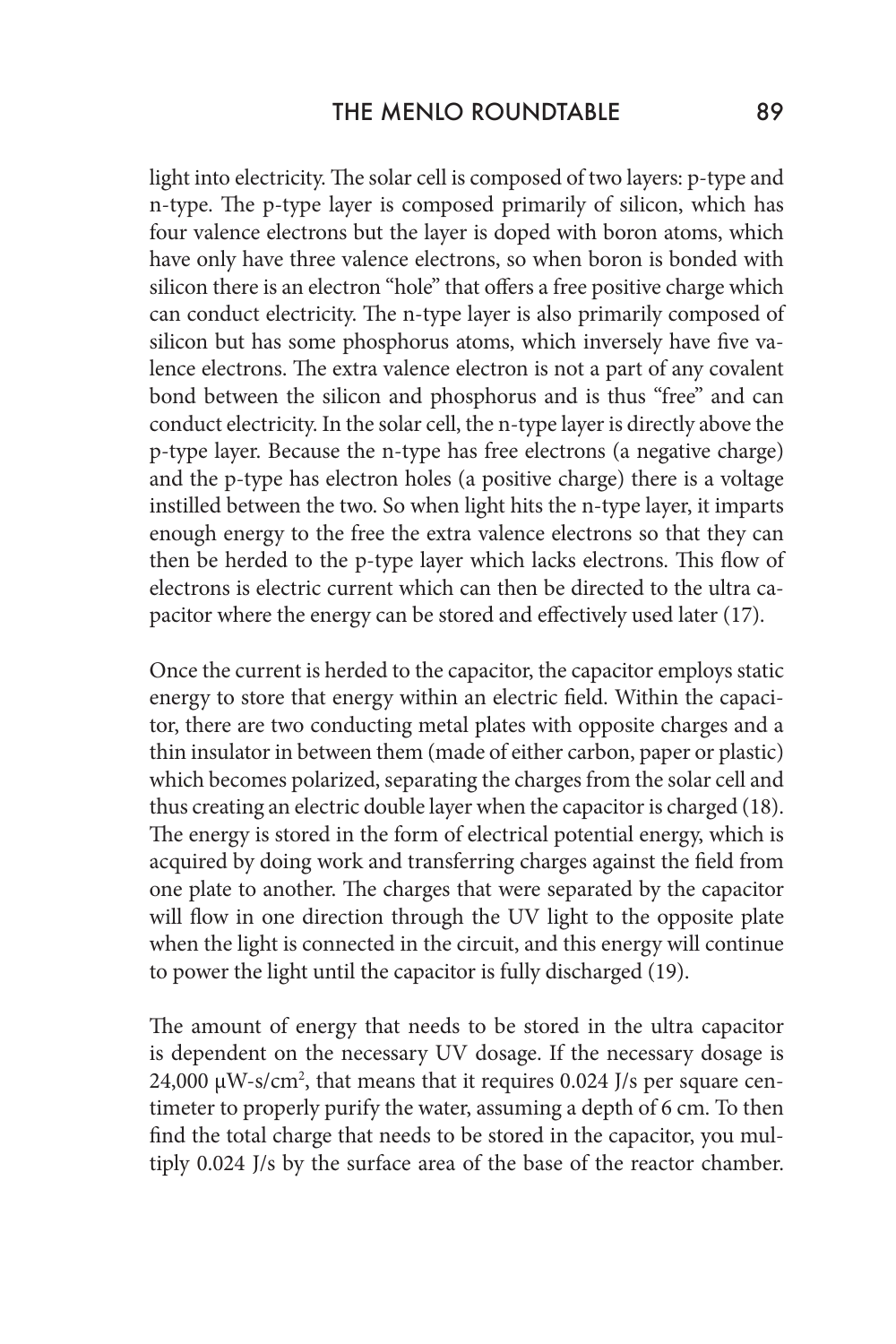light into electricity. The solar cell is composed of two layers: p-type and n-type. The p-type layer is composed primarily of silicon, which has four valence electrons but the layer is doped with boron atoms, which have only have three valence electrons, so when boron is bonded with silicon there is an electron "hole" that offers a free positive charge which can conduct electricity. The n-type layer is also primarily composed of silicon but has some phosphorus atoms, which inversely have five valence electrons. The extra valence electron is not a part of any covalent bond between the silicon and phosphorus and is thus "free" and can conduct electricity. In the solar cell, the n-type layer is directly above the p-type layer. Because the n-type has free electrons (a negative charge) and the p-type has electron holes (a positive charge) there is a voltage instilled between the two. So when light hits the n-type layer, it imparts enough energy to the free the extra valence electrons so that they can then be herded to the p-type layer which lacks electrons. This flow of electrons is electric current which can then be directed to the ultra capacitor where the energy can be stored and effectively used later (17).

Once the current is herded to the capacitor, the capacitor employs static energy to store that energy within an electric field. Within the capacitor, there are two conducting metal plates with opposite charges and a thin insulator in between them (made of either carbon, paper or plastic) which becomes polarized, separating the charges from the solar cell and thus creating an electric double layer when the capacitor is charged (18). The energy is stored in the form of electrical potential energy, which is acquired by doing work and transferring charges against the field from one plate to another. The charges that were separated by the capacitor will flow in one direction through the UV light to the opposite plate when the light is connected in the circuit, and this energy will continue to power the light until the capacitor is fully discharged (19).

The amount of energy that needs to be stored in the ultra capacitor is dependent on the necessary UV dosage. If the necessary dosage is 24,000 $\mu W\text{-}s/cm^2$, that means that it requires 0.024 J/s per square centimeter to properly purify the water, assuming a depth of 6 cm. To then find the total charge that needs to be stored in the capacitor, you multiply 0.024 J/s by the surface area of the base of the reactor chamber.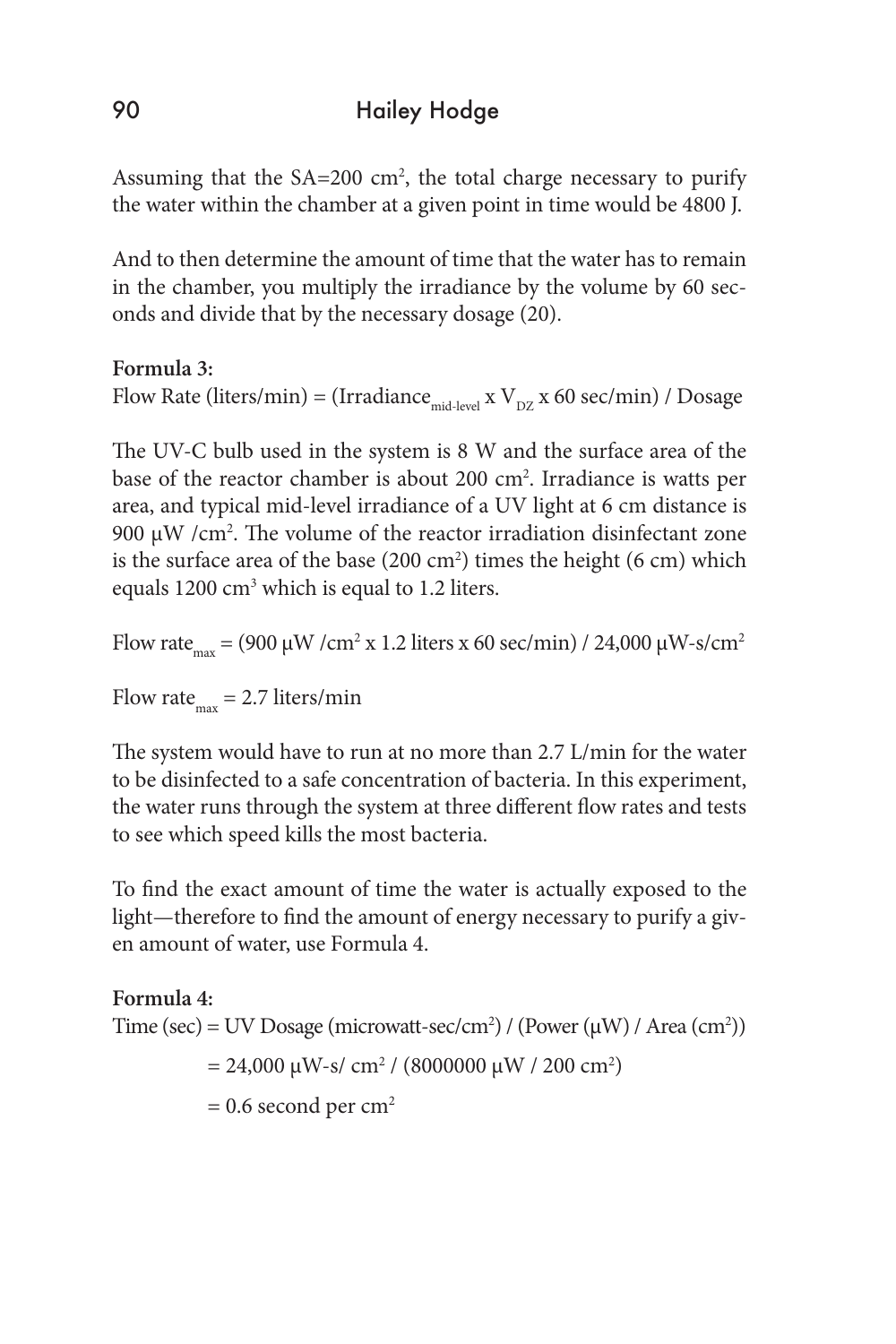Assuming that the SA=200 $cm^2$, the total charge necessary to purify the water within the chamber at a given point in time would be 4800 J.

And to then determine the amount of time that the water has to remain in the chamber, you multiply the irradiance by the volume by 60 seconds and divide that by the necessary dosage (20).

**Formula 3:**

Flow Rate (liters/min) = ($\text{Irradiance}_{\text{mid-level}}$ x $V_{DZ}$ x 60 sec/min) / Dosage

The UV-C bulb used in the system is 8 W and the surface area of the base of the reactor chamber is about 200 $cm^2$. Irradiance is watts per area, and typical mid-level irradiance of a UV light at 6 cm distance is 900 μW /$cm^2$. The volume of the reactor irradiation disinfectant zone is the surface area of the base (200 $cm^2$) times the height (6 cm) which equals 1200 $cm^3$ which is equal to 1.2 liters.

$\text{Flow rate}_{max}$ = (900 μW /$cm^2$ x 1.2 liters x 60 sec/min) / 24,000 μW-s/$cm^2$

$\text{Flow rate}_{max}$ = 2.7 liters/min

The system would have to run at no more than 2.7 L/min for the water to be disinfected to a safe concentration of bacteria. In this experiment, the water runs through the system at three different flow rates and tests to see which speed kills the most bacteria.

To find the exact amount of time the water is actually exposed to the light—therefore to find the amount of energy necessary to purify a given amount of water, use Formula 4.

**Formula 4:**

Time (sec) = UV Dosage (microwatt-sec/$cm^2$) / (Power (μW) / Area ($cm^2$))

= 24,000 μW-s/ $cm^2$ / (8000000 μW / 200 $cm^2$)

= 0.6 second per $cm^2$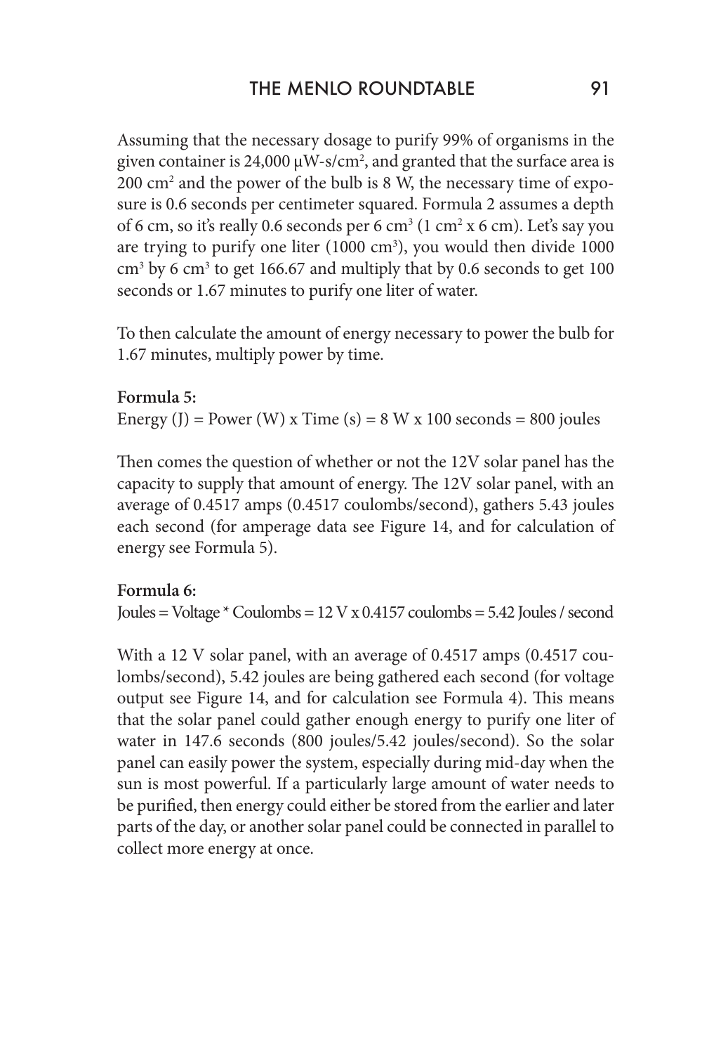Assuming that the necessary dosage to purify 99% of organisms in the given container is 24,000 µW-s/cm$^2$, and granted that the surface area is 200 cm$^2$ and the power of the bulb is 8 W, the necessary time of exposure is 0.6 seconds per centimeter squared. Formula 2 assumes a depth of 6 cm, so it's really 0.6 seconds per 6 cm$^3$ (1 cm$^2$ x 6 cm). Let's say you are trying to purify one liter (1000 cm$^3$), you would then divide 1000 cm$^3$ by 6 cm$^3$ to get 166.67 and multiply that by 0.6 seconds to get 100 seconds or 1.67 minutes to purify one liter of water.

To then calculate the amount of energy necessary to power the bulb for 1.67 minutes, multiply power by time.

**Formula 5:**

Energy (J) = Power (W) x Time (s) = 8 W x 100 seconds = 800 joules

Then comes the question of whether or not the 12V solar panel has the capacity to supply that amount of energy. The 12V solar panel, with an average of 0.4517 amps (0.4517 coulombs/second), gathers 5.43 joules each second (for amperage data see Figure 14, and for calculation of energy see Formula 5).

**Formula 6:**

Joules = Voltage * Coulombs = 12 V x 0.4157 coulombs = 5.42 Joules / second

With a 12 V solar panel, with an average of 0.4517 amps (0.4517 coulombs/second), 5.42 joules are being gathered each second (for voltage output see Figure 14, and for calculation see Formula 4). This means that the solar panel could gather enough energy to purify one liter of water in 147.6 seconds (800 joules/5.42 joules/second). So the solar panel can easily power the system, especially during mid-day when the sun is most powerful. If a particularly large amount of water needs to be purified, then energy could either be stored from the earlier and later parts of the day, or another solar panel could be connected in parallel to collect more energy at once.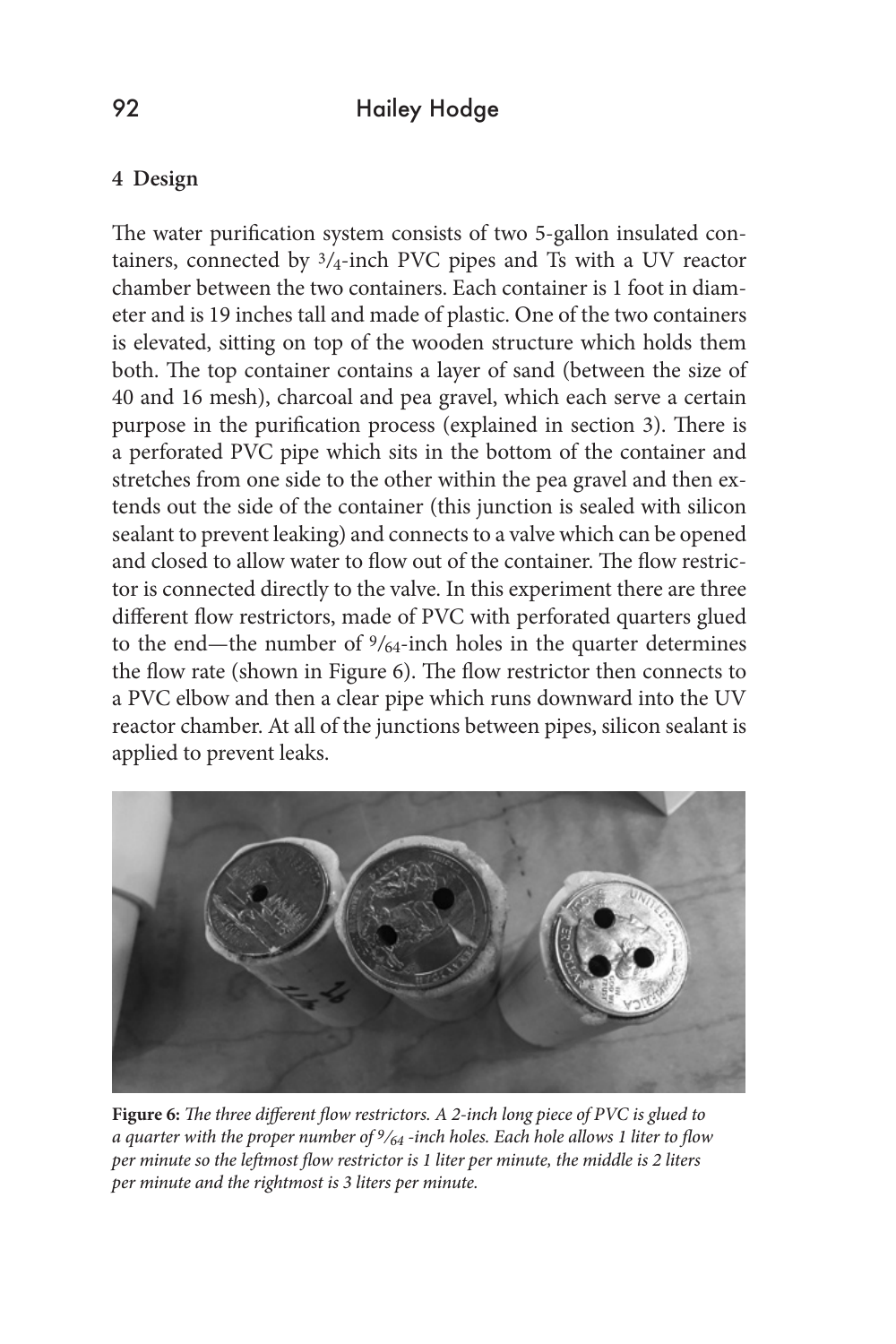## 4 Design

The water purification system consists of two 5-gallon insulated containers, connected by 3/4-inch PVC pipes and Ts with a UV reactor chamber between the two containers. Each container is 1 foot in diameter and is 19 inches tall and made of plastic. One of the two containers is elevated, sitting on top of the wooden structure which holds them both. The top container contains a layer of sand (between the size of 40 and 16 mesh), charcoal and pea gravel, which each serve a certain purpose in the purification process (explained in section 3). There is a perforated PVC pipe which sits in the bottom of the container and stretches from one side to the other within the pea gravel and then extends out the side of the container (this junction is sealed with silicon sealant to prevent leaking) and connects to a valve which can be opened and closed to allow water to flow out of the container. The flow restrictor is connected directly to the valve. In this experiment there are three different flow restrictors, made of PVC with perforated quarters glued to the end—the number of 9/64-inch holes in the quarter determines the flow rate (shown in Figure 6). The flow restrictor then connects to a PVC elbow and then a clear pipe which runs downward into the UV reactor chamber. At all of the junctions between pipes, silicon sealant is applied to prevent leaks.

**Figure 6:** *The three different flow restrictors. A 2-inch long piece of PVC is glued to a quarter with the proper number of 9/64 -inch holes. Each hole allows 1 liter to flow per minute so the leftmost flow restrictor is 1 liter per minute, the middle is 2 liters per minute and the rightmost is 3 liters per minute.*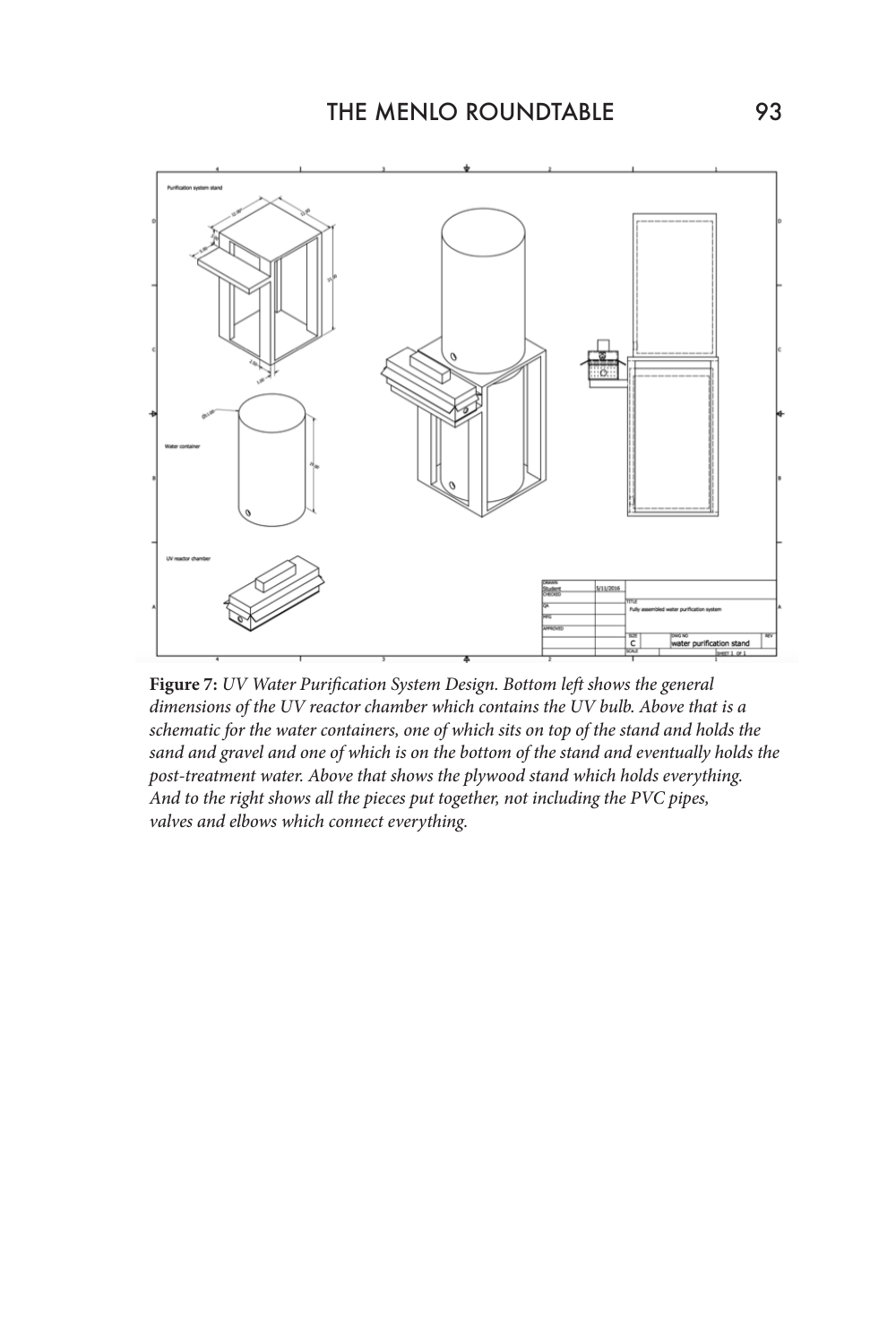**Figure 7:** *UV Water Purification System Design. Bottom left shows the general dimensions of the UV reactor chamber which contains the UV bulb. Above that is a schematic for the water containers, one of which sits on top of the stand and holds the sand and gravel and one of which is on the bottom of the stand and eventually holds the post-treatment water. Above that shows the plywood stand which holds everything. And to the right shows all the pieces put together, not including the PVC pipes, valves and elbows which connect everything.*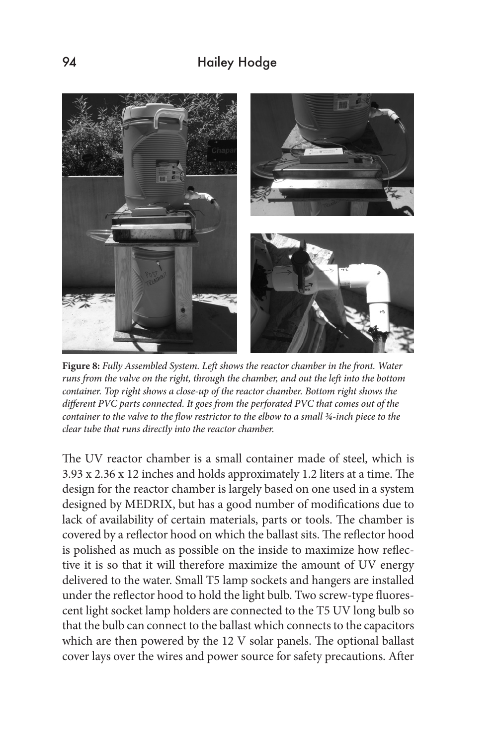**Figure 8:** *Fully Assembled System. Left shows the reactor chamber in the front. Water runs from the valve on the right, through the chamber, and out the left into the bottom container. Top right shows a close-up of the reactor chamber. Bottom right shows the different PVC parts connected. It goes from the perforated PVC that comes out of the container to the valve to the flow restrictor to the elbow to a small ¾-inch piece to the clear tube that runs directly into the reactor chamber.*

The UV reactor chamber is a small container made of steel, which is 3.93 x 2.36 x 12 inches and holds approximately 1.2 liters at a time. The design for the reactor chamber is largely based on one used in a system designed by MEDRIX, but has a good number of modifications due to lack of availability of certain materials, parts or tools. The chamber is covered by a reflector hood on which the ballast sits. The reflector hood is polished as much as possible on the inside to maximize how reflective it is so that it will therefore maximize the amount of UV energy delivered to the water. Small T5 lamp sockets and hangers are installed under the reflector hood to hold the light bulb. Two screw-type fluorescent light socket lamp holders are connected to the T5 UV long bulb so that the bulb can connect to the ballast which connects to the capacitors which are then powered by the 12 V solar panels. The optional ballast cover lays over the wires and power source for safety precautions. After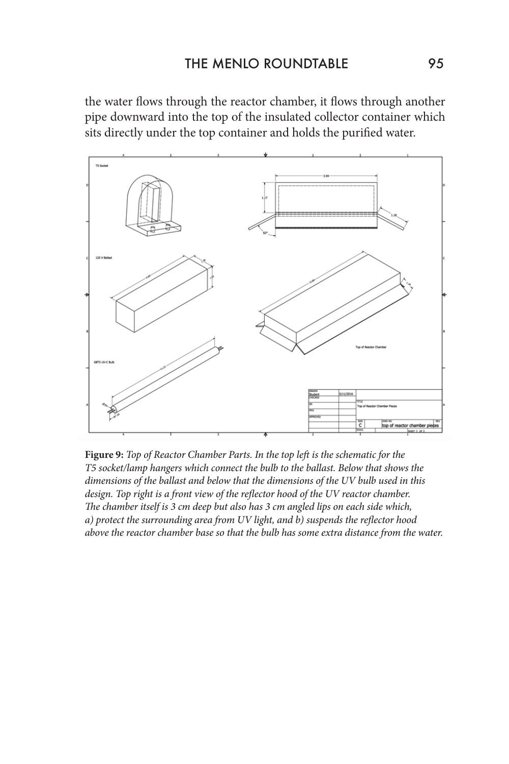the water flows through the reactor chamber, it flows through another pipe downward into the top of the insulated collector container which sits directly under the top container and holds the purified water.

**Figure 9:** *Top of Reactor Chamber Parts. In the top left is the schematic for the T5 socket/lamp hangers which connect the bulb to the ballast. Below that shows the dimensions of the ballast and below that the dimensions of the UV bulb used in this design. Top right is a front view of the reflector hood of the UV reactor chamber. The chamber itself is 3 cm deep but also has 3 cm angled lips on each side which, a) protect the surrounding area from UV light, and b) suspends the reflector hood above the reactor chamber base so that the bulb has some extra distance from the water.*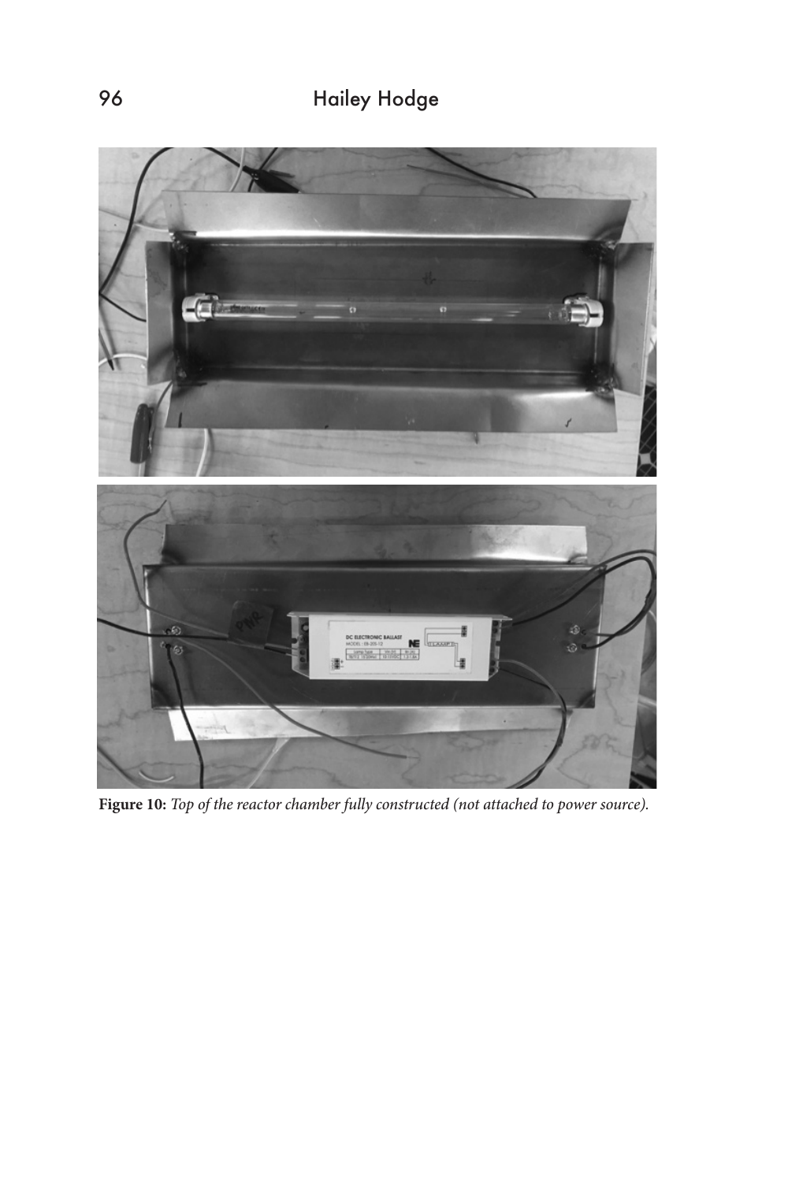**Figure 10:** *Top of the reactor chamber fully constructed (not attached to power source).*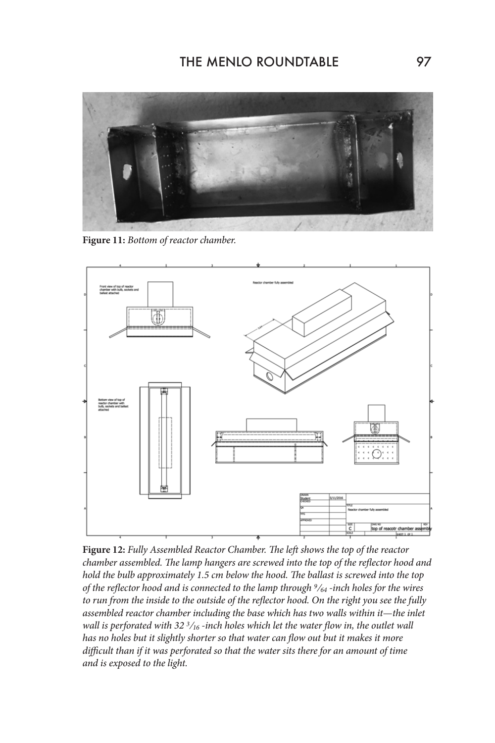**Figure 11:** *Bottom of reactor chamber.*

**Figure 12:** *Fully Assembled Reactor Chamber. The left shows the top of the reactor chamber assembled. The lamp hangers are screwed into the top of the reflector hood and hold the bulb approximately 1.5 cm below the hood. The ballast is screwed into the top of the reflector hood and is connected to the lamp through 9⁄64 -inch holes for the wires to run from the inside to the outside of the reflector hood. On the right you see the fully assembled reactor chamber including the base which has two walls within it—the inlet wall is perforated with 32 3⁄16 -inch holes which let the water flow in, the outlet wall has no holes but it slightly shorter so that water can flow out but it makes it more difficult than if it was perforated so that the water sits there for an amount of time and is exposed to the light.*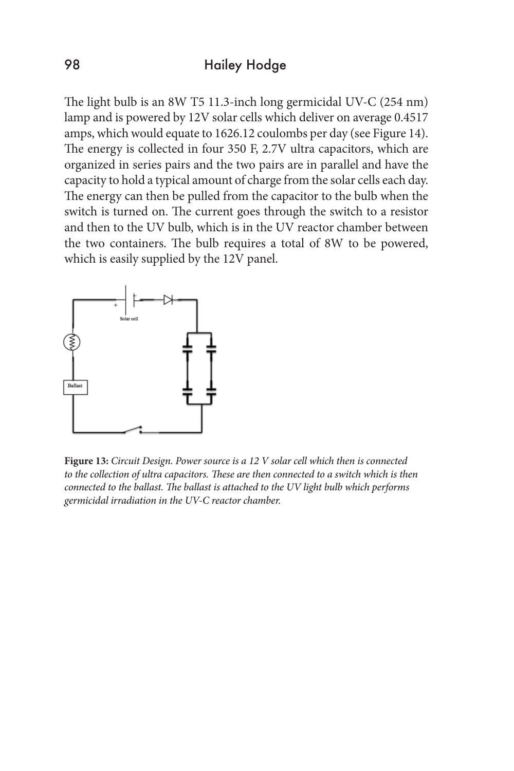The light bulb is an 8W T5 11.3-inch long germicidal UV-C (254 nm) lamp and is powered by 12V solar cells which deliver on average 0.4517 amps, which would equate to 1626.12 coulombs per day (see Figure 14). The energy is collected in four 350 F, 2.7V ultra capacitors, which are organized in series pairs and the two pairs are in parallel and have the capacity to hold a typical amount of charge from the solar cells each day. The energy can then be pulled from the capacitor to the bulb when the switch is turned on. The current goes through the switch to a resistor and then to the UV bulb, which is in the UV reactor chamber between the two containers. The bulb requires a total of 8W to be powered, which is easily supplied by the 12V panel.

**Figure 13:** *Circuit Design. Power source is a 12 V solar cell which then is connected to the collection of ultra capacitors. These are then connected to a switch which is then connected to the ballast. The ballast is attached to the UV light bulb which performs germicidal irradiation in the UV-C reactor chamber.*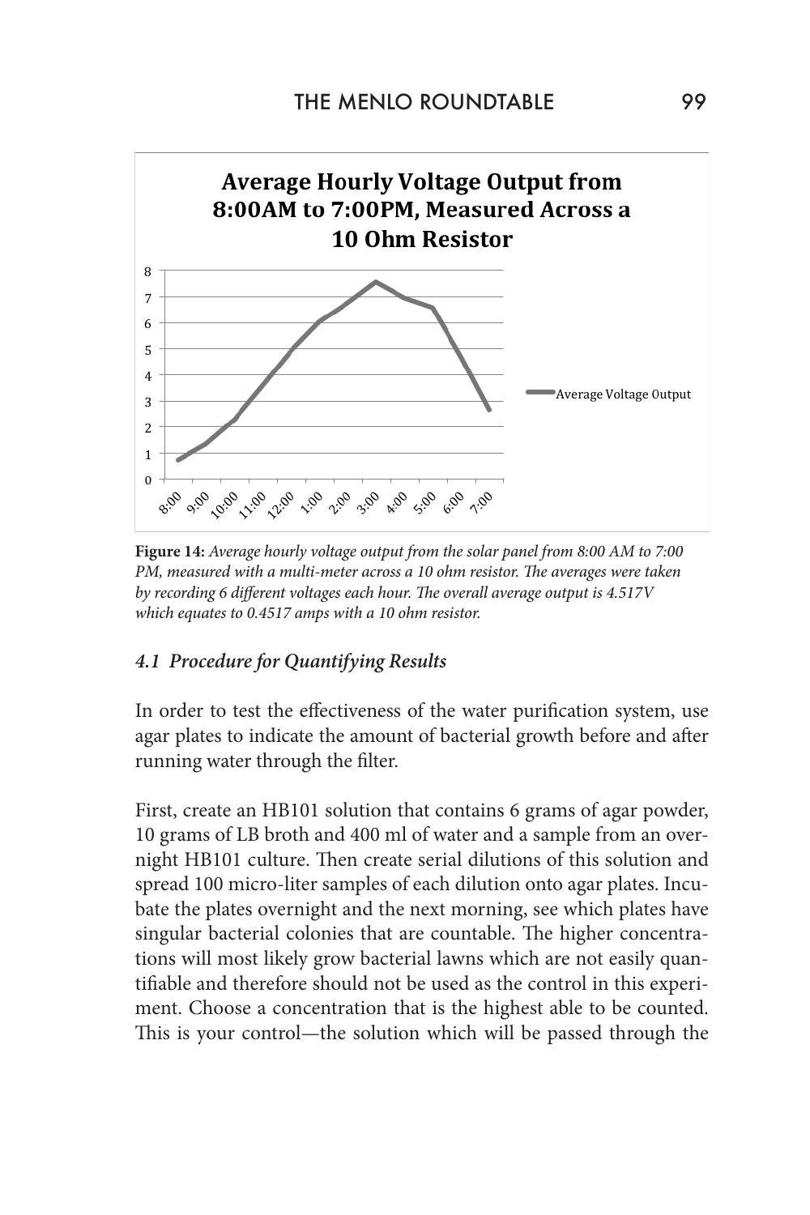**Figure 14:** *Average hourly voltage output from the solar panel from 8:00 AM to 7:00 PM, measured with a multi-meter across a 10 ohm resistor. The averages were taken by recording 6 different voltages each hour. The overall average output is 4.517V which equates to 0.4517 amps with a 10 ohm resistor.*

### *4.1 Procedure for Quantifying Results*

In order to test the effectiveness of the water purification system, use agar plates to indicate the amount of bacterial growth before and after running water through the filter.

First, create an HB101 solution that contains 6 grams of agar powder, 10 grams of LB broth and 400 ml of water and a sample from an overnight HB101 culture. Then create serial dilutions of this solution and spread 100 micro-liter samples of each dilution onto agar plates. Incubate the plates overnight and the next morning, see which plates have singular bacterial colonies that are countable. The higher concentrations will most likely grow bacterial lawns which are not easily quantifiable and therefore should not be used as the control in this experiment. Choose a concentration that is the highest able to be counted. This is your control—the solution which will be passed through the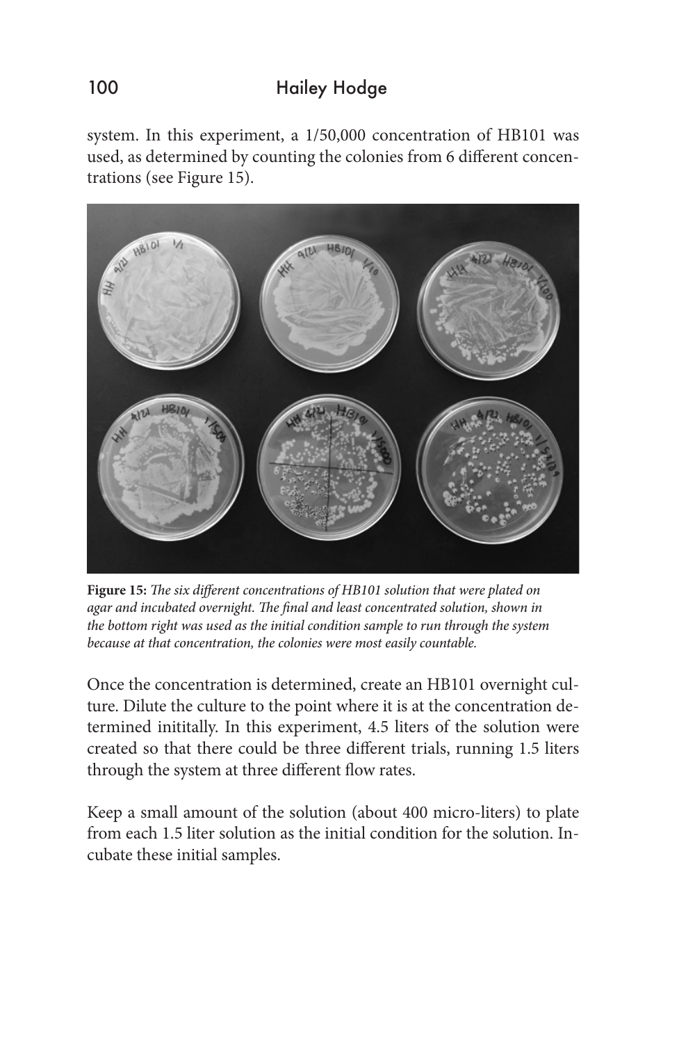system. In this experiment, a 1/50,000 concentration of HB101 was used, as determined by counting the colonies from 6 different concentrations (see Figure 15).

**Figure 15:** *The six different concentrations of HB101 solution that were plated on agar and incubated overnight. The final and least concentrated solution, shown in the bottom right was used as the initial condition sample to run through the system because at that concentration, the colonies were most easily countable.*

Once the concentration is determined, create an HB101 overnight culture. Dilute the culture to the point where it is at the concentration determined inititally. In this experiment, 4.5 liters of the solution were created so that there could be three different trials, running 1.5 liters through the system at three different flow rates.

Keep a small amount of the solution (about 400 micro-liters) to plate from each 1.5 liter solution as the initial condition for the solution. Incubate these initial samples.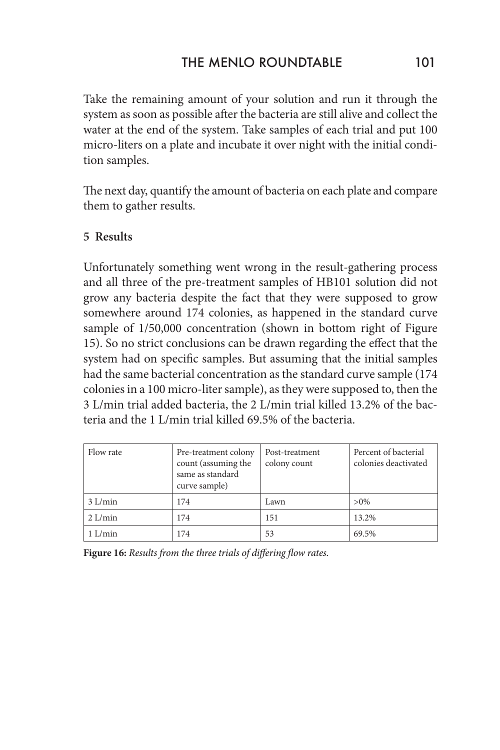Take the remaining amount of your solution and run it through the system as soon as possible after the bacteria are still alive and collect the water at the end of the system. Take samples of each trial and put 100 micro-liters on a plate and incubate it over night with the initial condition samples.

The next day, quantify the amount of bacteria on each plate and compare them to gather results.

## 5 Results

Unfortunately something went wrong in the result-gathering process and all three of the pre-treatment samples of HB101 solution did not grow any bacteria despite the fact that they were supposed to grow somewhere around 174 colonies, as happened in the standard curve sample of 1/50,000 concentration (shown in bottom right of Figure 15). So no strict conclusions can be drawn regarding the effect that the system had on specific samples. But assuming that the initial samples had the same bacterial concentration as the standard curve sample (174 colonies in a 100 micro-liter sample), as they were supposed to, then the 3 L/min trial added bacteria, the 2 L/min trial killed 13.2% of the bacteria and the 1 L/min trial killed 69.5% of the bacteria.

| Flow rate | Pre-treatment colony count (assuming the same as standard curve sample) | Post-treatment colony count | Percent of bacterial colonies deactivated |
|---|---|---|---|
| 3 L/min | 174 | Lawn | >0% |
| 2 L/min | 174 | 151 | 13.2% |
| 1 L/min | 174 | 53 | 69.5% |

**Figure 16:** *Results from the three trials of differing flow rates.*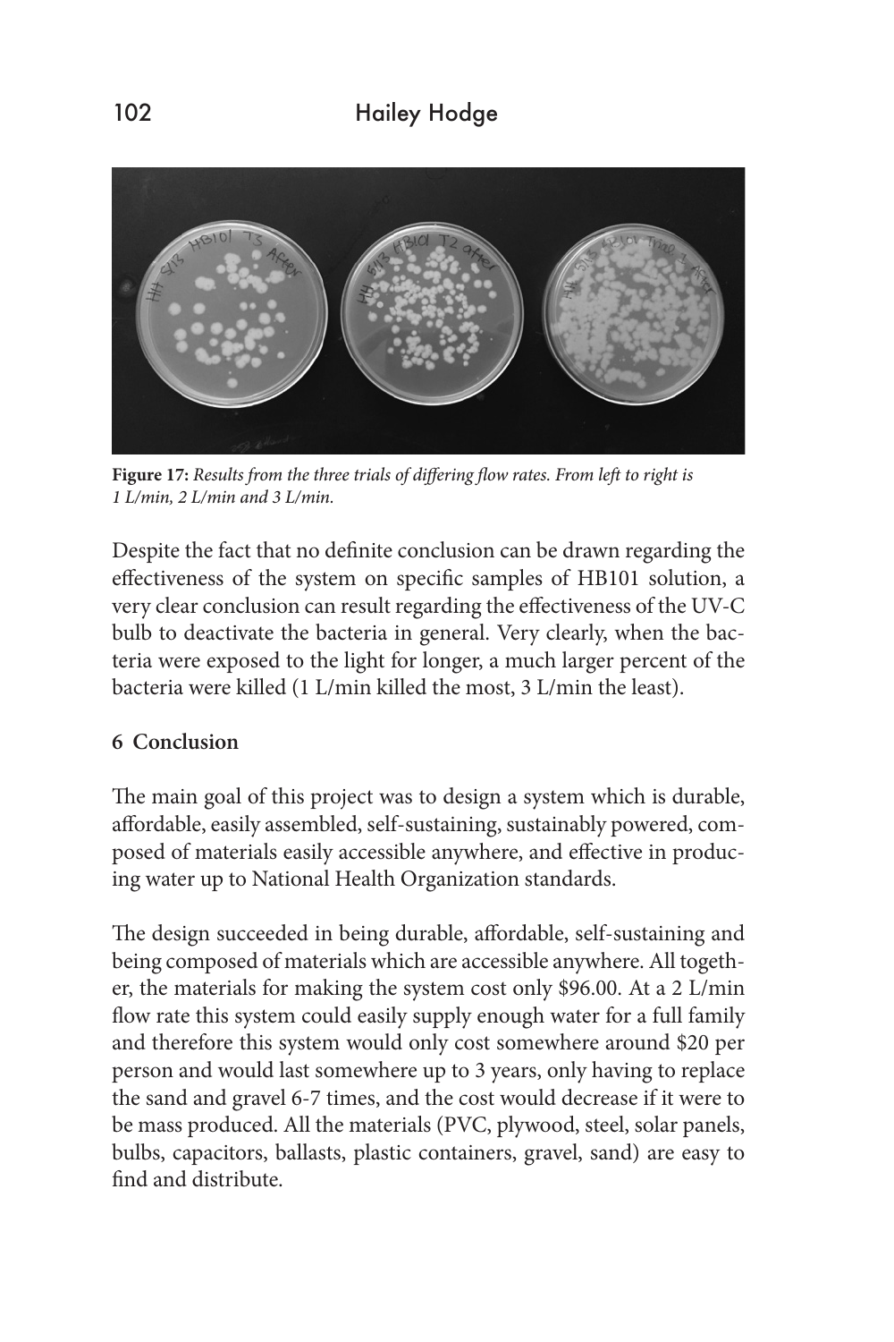**Figure 17:** *Results from the three trials of differing flow rates. From left to right is 1 L/min, 2 L/min and 3 L/min.*

Despite the fact that no definite conclusion can be drawn regarding the effectiveness of the system on specific samples of HB101 solution, a very clear conclusion can result regarding the effectiveness of the UV-C bulb to deactivate the bacteria in general. Very clearly, when the bacteria were exposed to the light for longer, a much larger percent of the bacteria were killed (1 L/min killed the most, 3 L/min the least).

## 6 Conclusion

The main goal of this project was to design a system which is durable, affordable, easily assembled, self-sustaining, sustainably powered, composed of materials easily accessible anywhere, and effective in producing water up to National Health Organization standards.

The design succeeded in being durable, affordable, self-sustaining and being composed of materials which are accessible anywhere. All together, the materials for making the system cost only $96.00. At a 2 L/min flow rate this system could easily supply enough water for a full family and therefore this system would only cost somewhere around $20 per person and would last somewhere up to 3 years, only having to replace the sand and gravel 6-7 times, and the cost would decrease if it were to be mass produced. All the materials (PVC, plywood, steel, solar panels, bulbs, capacitors, ballasts, plastic containers, gravel, sand) are easy to find and distribute.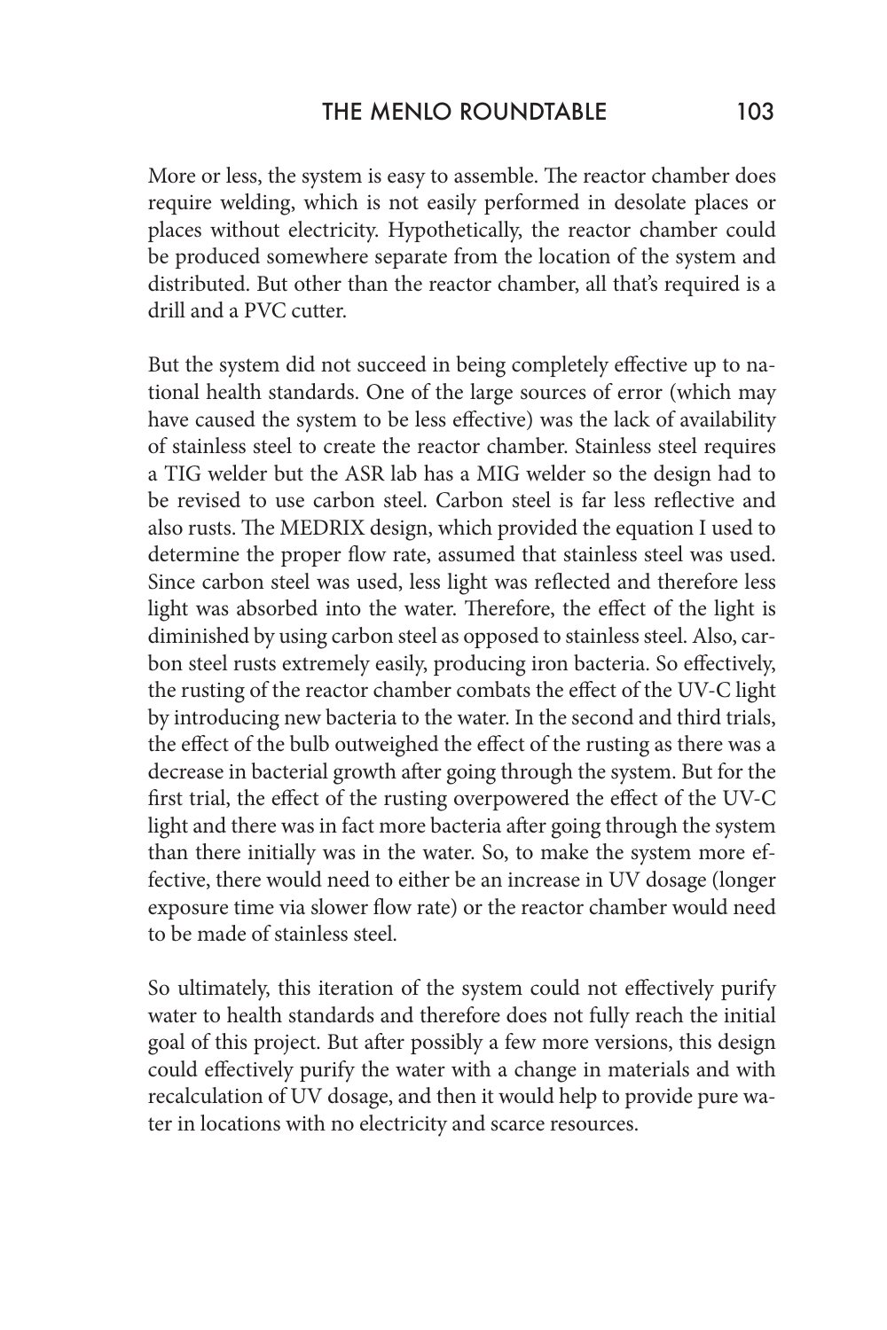More or less, the system is easy to assemble. The reactor chamber does require welding, which is not easily performed in desolate places or places without electricity. Hypothetically, the reactor chamber could be produced somewhere separate from the location of the system and distributed. But other than the reactor chamber, all that's required is a drill and a PVC cutter.

But the system did not succeed in being completely effective up to national health standards. One of the large sources of error (which may have caused the system to be less effective) was the lack of availability of stainless steel to create the reactor chamber. Stainless steel requires a TIG welder but the ASR lab has a MIG welder so the design had to be revised to use carbon steel. Carbon steel is far less reflective and also rusts. The MEDRIX design, which provided the equation I used to determine the proper flow rate, assumed that stainless steel was used. Since carbon steel was used, less light was reflected and therefore less light was absorbed into the water. Therefore, the effect of the light is diminished by using carbon steel as opposed to stainless steel. Also, carbon steel rusts extremely easily, producing iron bacteria. So effectively, the rusting of the reactor chamber combats the effect of the UV-C light by introducing new bacteria to the water. In the second and third trials, the effect of the bulb outweighed the effect of the rusting as there was a decrease in bacterial growth after going through the system. But for the first trial, the effect of the rusting overpowered the effect of the UV-C light and there was in fact more bacteria after going through the system than there initially was in the water. So, to make the system more effective, there would need to either be an increase in UV dosage (longer exposure time via slower flow rate) or the reactor chamber would need to be made of stainless steel.

So ultimately, this iteration of the system could not effectively purify water to health standards and therefore does not fully reach the initial goal of this project. But after possibly a few more versions, this design could effectively purify the water with a change in materials and with recalculation of UV dosage, and then it would help to provide pure water in locations with no electricity and scarce resources.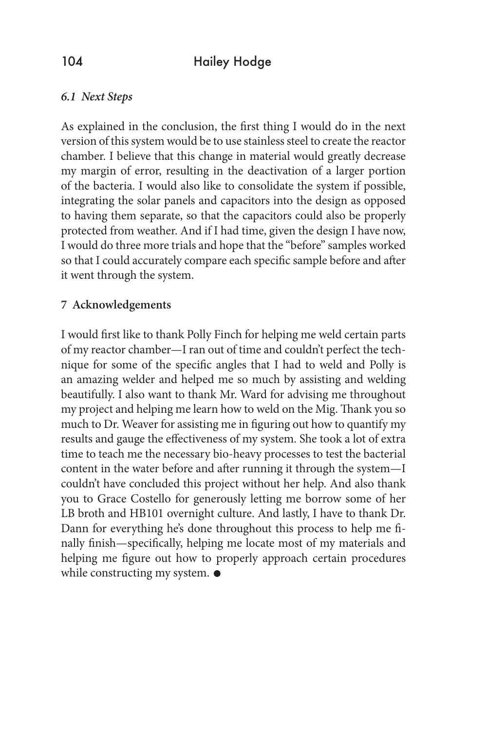### *6.1 Next Steps*

As explained in the conclusion, the first thing I would do in the next version of this system would be to use stainless steel to create the reactor chamber. I believe that this change in material would greatly decrease my margin of error, resulting in the deactivation of a larger portion of the bacteria. I would also like to consolidate the system if possible, integrating the solar panels and capacitors into the design as opposed to having them separate, so that the capacitors could also be properly protected from weather. And if I had time, given the design I have now, I would do three more trials and hope that the "before" samples worked so that I could accurately compare each specific sample before and after it went through the system.

## 7 Acknowledgements

I would first like to thank Polly Finch for helping me weld certain parts of my reactor chamber—I ran out of time and couldn't perfect the technique for some of the specific angles that I had to weld and Polly is an amazing welder and helped me so much by assisting and welding beautifully. I also want to thank Mr. Ward for advising me throughout my project and helping me learn how to weld on the Mig. Thank you so much to Dr. Weaver for assisting me in figuring out how to quantify my results and gauge the effectiveness of my system. She took a lot of extra time to teach me the necessary bio-heavy processes to test the bacterial content in the water before and after running it through the system—I couldn't have concluded this project without her help. And also thank you to Grace Costello for generously letting me borrow some of her LB broth and HB101 overnight culture. And lastly, I have to thank Dr. Dann for everything he's done throughout this process to help me finally finish—specifically, helping me locate most of my materials and helping me figure out how to properly approach certain procedures while constructing my system. ●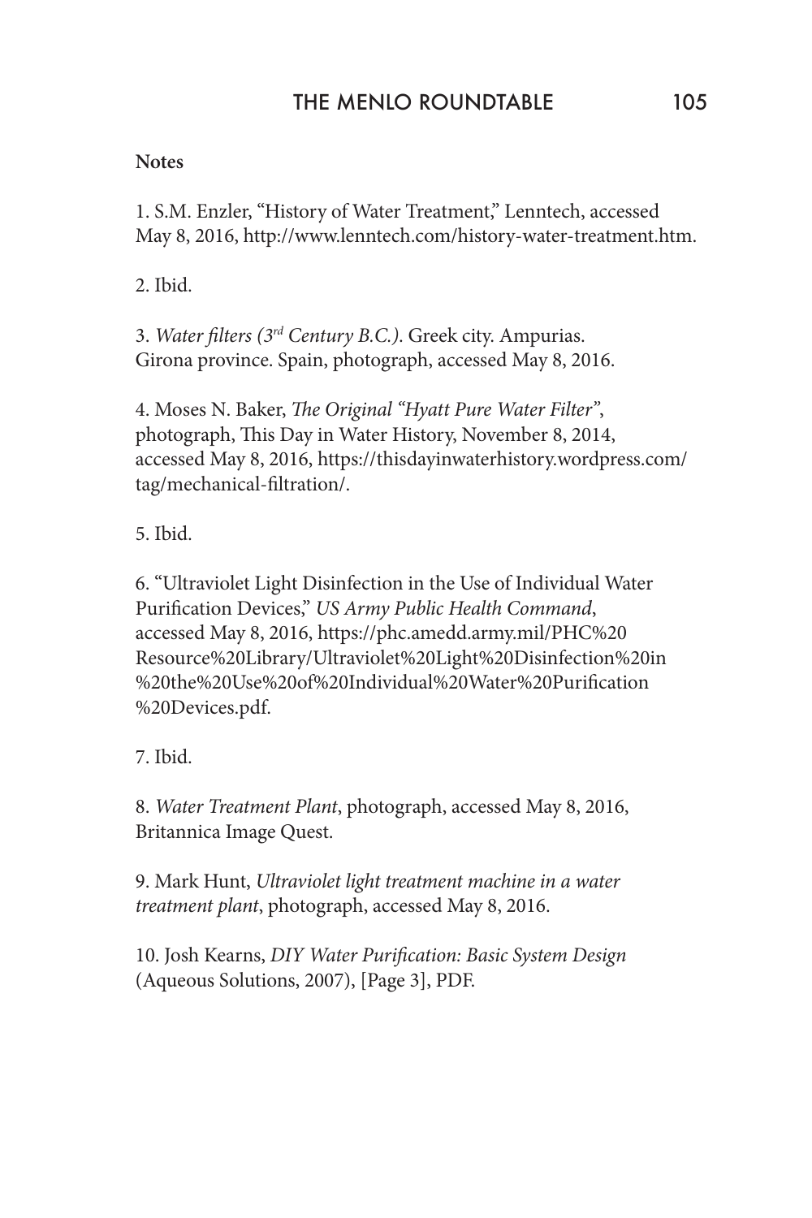**Notes**

1. S.M. Enzler, "History of Water Treatment," Lenntech, accessed May 8, 2016, http://www.lenntech.com/history-water-treatment.htm.

2. Ibid.

3. *Water filters (3rd Century B.C.)*. Greek city. Ampurias. Girona province. Spain, photograph, accessed May 8, 2016.

4. Moses N. Baker, *The Original "Hyatt Pure Water Filter"*, photograph, This Day in Water History, November 8, 2014, accessed May 8, 2016, https://thisdayinwaterhistory.wordpress.com/tag/mechanical-filtration/.

5. Ibid.

6. "Ultraviolet Light Disinfection in the Use of Individual Water Purification Devices," *US Army Public Health Command*, accessed May 8, 2016, https://phc.amedd.army.mil/PHC%20Resource%20Library/Ultraviolet%20Light%20Disinfection%20in%20the%20Use%20of%20Individual%20Water%20Purification%20Devices.pdf.

7. Ibid.

8. *Water Treatment Plant*, photograph, accessed May 8, 2016, Britannica Image Quest.

9. Mark Hunt, *Ultraviolet light treatment machine in a water treatment plant*, photograph, accessed May 8, 2016.

10. Josh Kearns, *DIY Water Purification: Basic System Design* (Aqueous Solutions, 2007), [Page 3], PDF.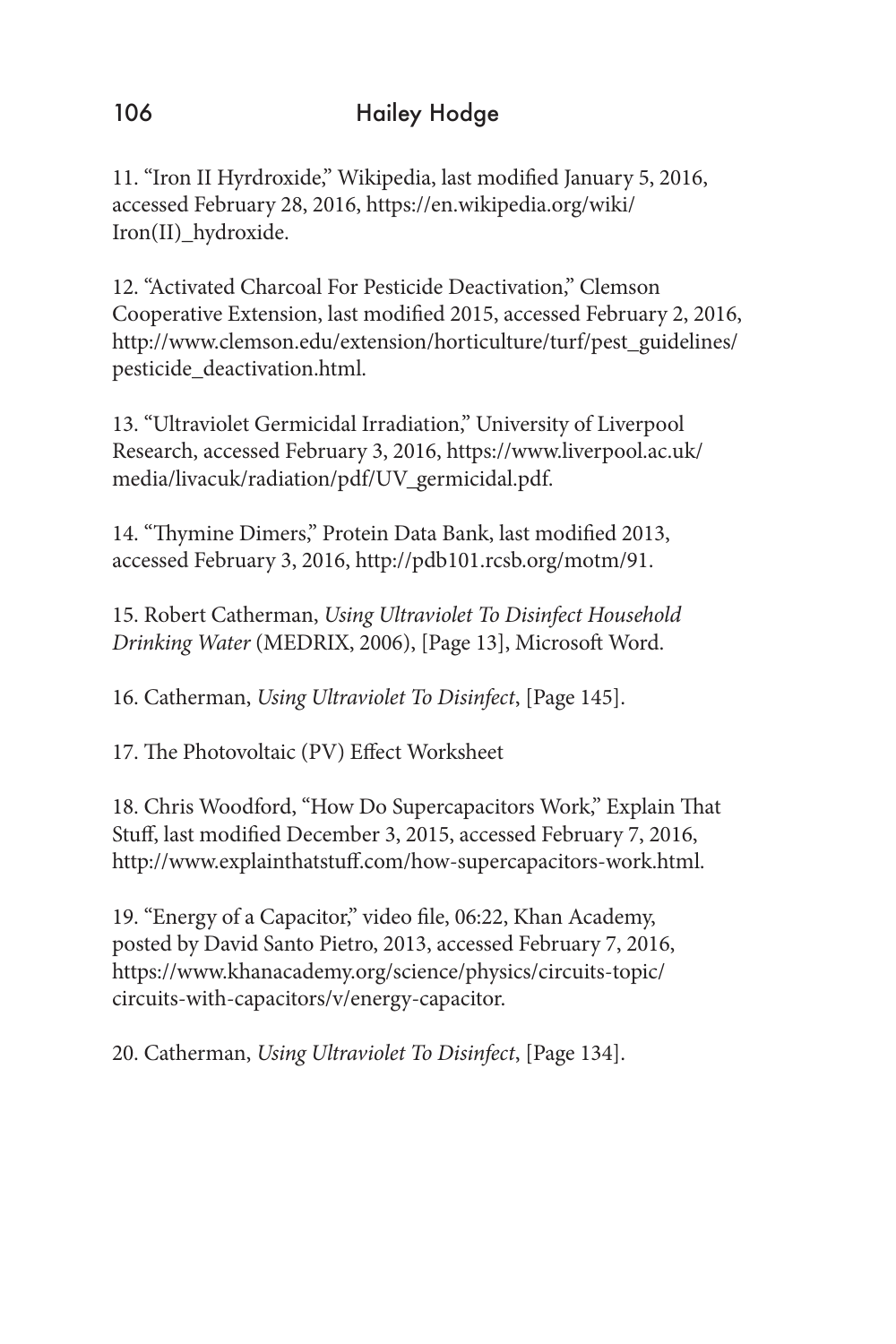11. “Iron II Hyrdroxide,” Wikipedia, last modified January 5, 2016, accessed February 28, 2016, https://en.wikipedia.org/wiki/Iron(II)_hydroxide.

12. “Activated Charcoal For Pesticide Deactivation,” Clemson Cooperative Extension, last modified 2015, accessed February 2, 2016, http://www.clemson.edu/extension/horticulture/turf/pest_guidelines/pesticide_deactivation.html.

13. “Ultraviolet Germicidal Irradiation,” University of Liverpool Research, accessed February 3, 2016, https://www.liverpool.ac.uk/media/livacuk/radiation/pdf/UV_germicidal.pdf.

14. “Thymine Dimers,” Protein Data Bank, last modified 2013, accessed February 3, 2016, http://pdb101.rcsb.org/motm/91.

15. Robert Catherman, *Using Ultraviolet To Disinfect Household Drinking Water* (MEDRIX, 2006), [Page 13], Microsoft Word.

16. Catherman, *Using Ultraviolet To Disinfect*, [Page 145].

17. The Photovoltaic (PV) Effect Worksheet

18. Chris Woodford, “How Do Supercapacitors Work,” Explain That Stuff, last modified December 3, 2015, accessed February 7, 2016, http://www.explainthatstuff.com/how-supercapacitors-work.html.

19. “Energy of a Capacitor,” video file, 06:22, Khan Academy, posted by David Santo Pietro, 2013, accessed February 7, 2016, https://www.khanacademy.org/science/physics/circuits-topic/circuits-with-capacitors/v/energy-capacitor.

20. Catherman, *Using Ultraviolet To Disinfect*, [Page 134].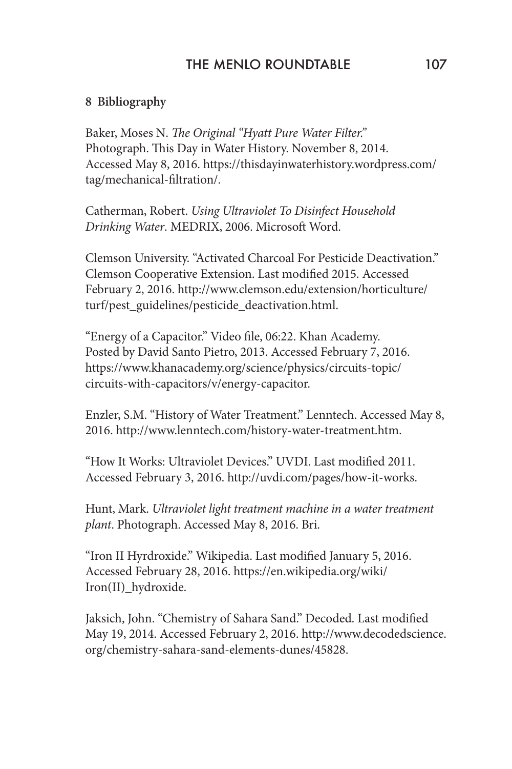## 8 Bibliography

Baker, Moses N. *The Original "Hyatt Pure Water Filter."* Photograph. This Day in Water History. November 8, 2014. Accessed May 8, 2016. https://thisdayinwaterhistory.wordpress.com/tag/mechanical-filtration/.

Catherman, Robert. *Using Ultraviolet To Disinfect Household Drinking Water*. MEDRIX, 2006. Microsoft Word.

Clemson University. "Activated Charcoal For Pesticide Deactivation." Clemson Cooperative Extension. Last modified 2015. Accessed February 2, 2016. http://www.clemson.edu/extension/horticulture/turf/pest_guidelines/pesticide_deactivation.html.

"Energy of a Capacitor." Video file, 06:22. Khan Academy. Posted by David Santo Pietro, 2013. Accessed February 7, 2016. https://www.khanacademy.org/science/physics/circuits-topic/circuits-with-capacitors/v/energy-capacitor.

Enzler, S.M. "History of Water Treatment." Lenntech. Accessed May 8, 2016. http://www.lenntech.com/history-water-treatment.htm.

"How It Works: Ultraviolet Devices." UVDI. Last modified 2011. Accessed February 3, 2016. http://uvdi.com/pages/how-it-works.

Hunt, Mark. *Ultraviolet light treatment machine in a water treatment plant*. Photograph. Accessed May 8, 2016. Bri.

"Iron II Hyrdroxide." Wikipedia. Last modified January 5, 2016. Accessed February 28, 2016. https://en.wikipedia.org/wiki/Iron(II)_hydroxide.

Jaksich, John. "Chemistry of Sahara Sand." Decoded. Last modified May 19, 2014. Accessed February 2, 2016. http://www.decodedscience.org/chemistry-sahara-sand-elements-dunes/45828.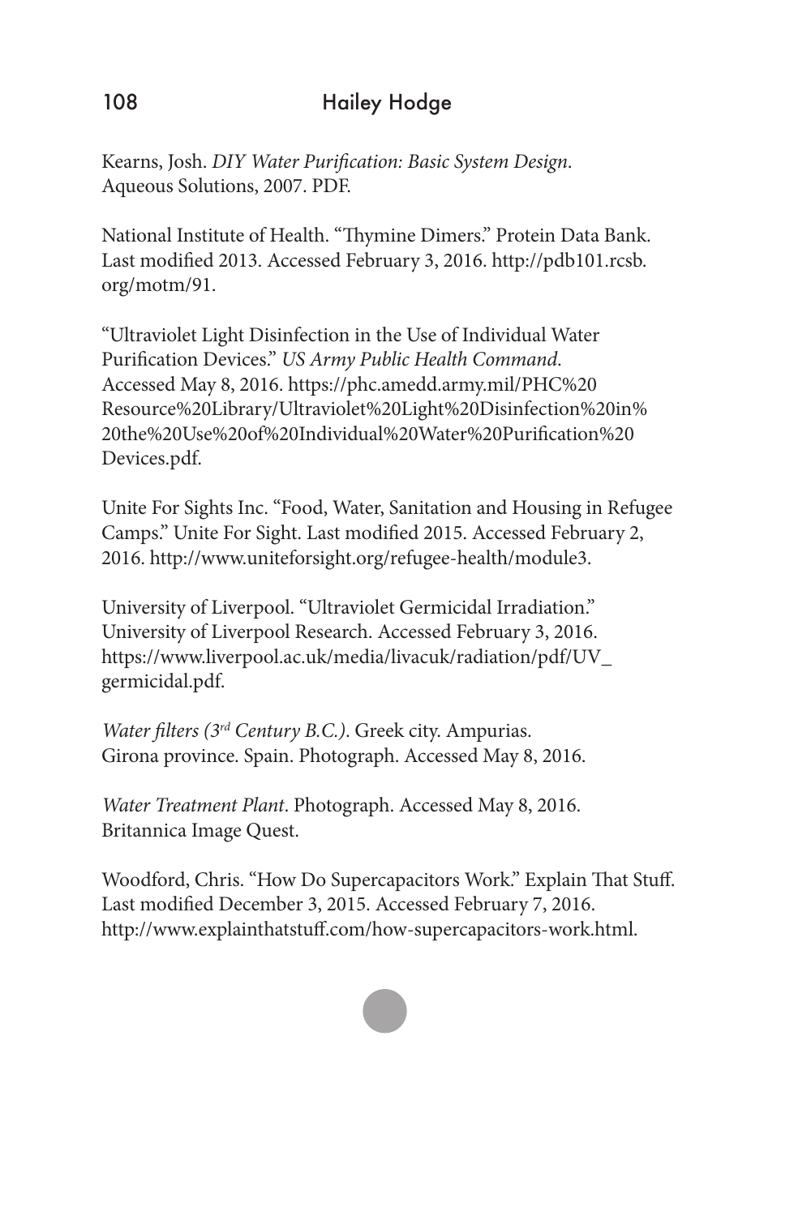Kearns, Josh. *DIY Water Purification: Basic System Design*. Aqueous Solutions, 2007. PDF.

National Institute of Health. "Thymine Dimers." Protein Data Bank. Last modified 2013. Accessed February 3, 2016. http://pdb101.rcsb.org/motm/91.

"Ultraviolet Light Disinfection in the Use of Individual Water Purification Devices." *US Army Public Health Command*. Accessed May 8, 2016. https://phc.amedd.army.mil/PHC%20Resource%20Library/Ultraviolet%20Light%20Disinfection%20in%20the%20Use%20of%20Individual%20Water%20Purification%20Devices.pdf.

Unite For Sights Inc. "Food, Water, Sanitation and Housing in Refugee Camps." Unite For Sight. Last modified 2015. Accessed February 2, 2016. http://www.uniteforsight.org/refugee-health/module3.

University of Liverpool. "Ultraviolet Germicidal Irradiation." University of Liverpool Research. Accessed February 3, 2016. https://www.liverpool.ac.uk/media/livacuk/radiation/pdf/UV_germicidal.pdf.

*Water filters (3rd Century B.C.)*. Greek city. Ampurias. Girona province. Spain. Photograph. Accessed May 8, 2016.

*Water Treatment Plant*. Photograph. Accessed May 8, 2016. Britannica Image Quest.

Woodford, Chris. "How Do Supercapacitors Work." Explain That Stuff. Last modified December 3, 2015. Accessed February 7, 2016. http://www.explainthatstuff.com/how-supercapacitors-work.html.